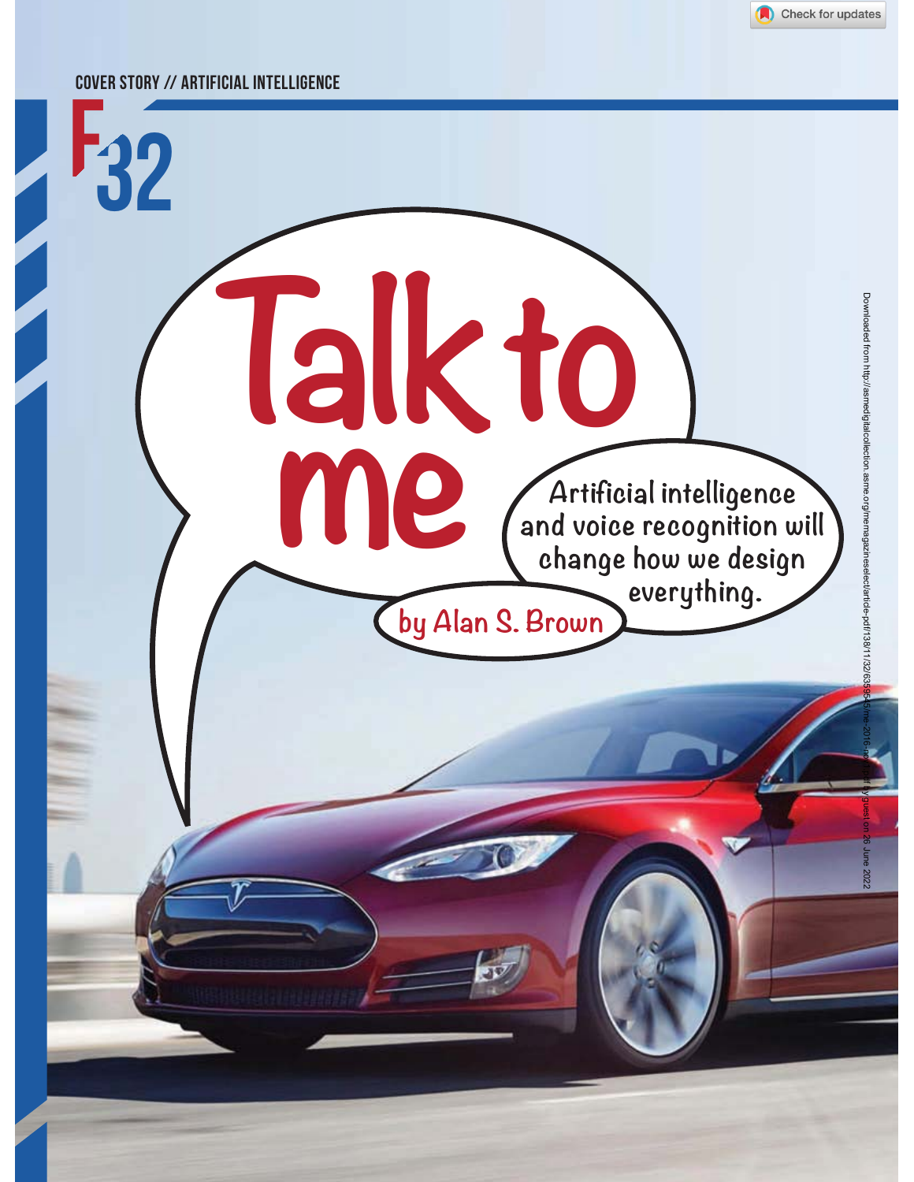COVER STORY // ARTIFICIAL INTELLIGENCE

F32

# Talk to me

Artificial intelligence and voice recognition will change how we design everything.

by Alan S. Brown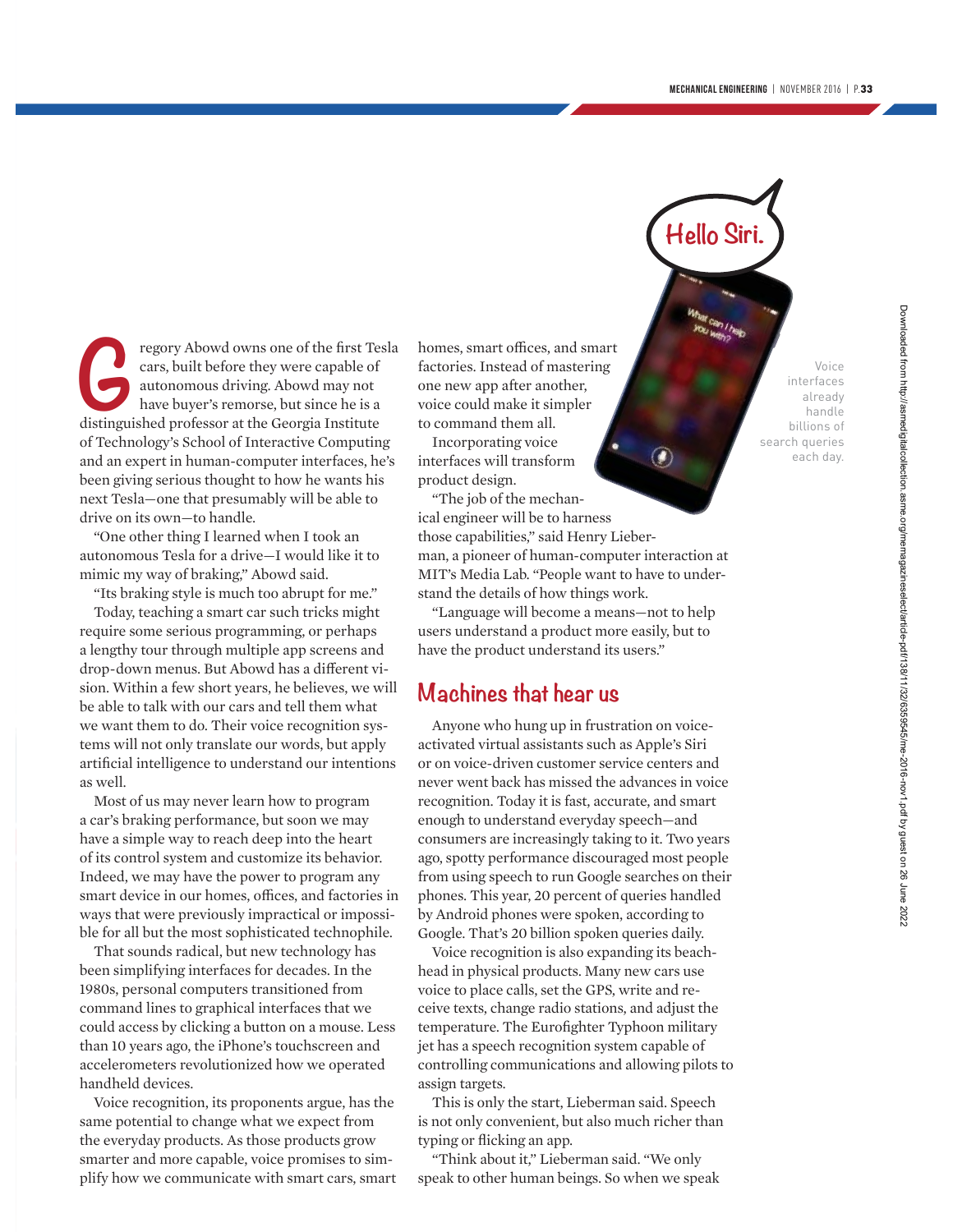Gregory Abowd owns one of the first Tesla cars, built before they were capable of autonomous driving. Abowd may not have buyer's remorse, but since he is a distinguished professor at the Georgia Institute of Technology's School of Interactive Computing and an expert in human-computer interfaces, he's been giving serious thought to how he wants his next Tesla—one that presumably will be able to drive on its own—to handle.

"One other thing I learned when I took an autonomous Tesla for a drive—I would like it to mimic my way of braking," Abowd said.

"Its braking style is much too abrupt for me."

Today, teaching a smart car such tricks might require some serious programming, or perhaps a lengthy tour through multiple app screens and drop-down menus. But Abowd has a different vision. Within a few short years, he believes, we will be able to talk with our cars and tell them what we want them to do. Their voice recognition systems will not only translate our words, but apply artificial intelligence to understand our intentions as well.

Most of us may never learn how to program a car's braking performance, but soon we may have a simple way to reach deep into the heart of its control system and customize its behavior. Indeed, we may have the power to program any smart device in our homes, offices, and factories in ways that were previously impractical or impossible for all but the most sophisticated technophile.

That sounds radical, but new technology has been simplifying interfaces for decades. In the 1980s, personal computers transitioned from command lines to graphical interfaces that we could access by clicking a button on a mouse. Less than 10 years ago, the iPhone's touchscreen and accelerometers revolutionized how we operated handheld devices.

Voice recognition, its proponents argue, has the same potential to change what we expect from the everyday products. As those products grow smarter and more capable, voice promises to simplify how we communicate with smart cars, smart homes, smart offices, and smart factories. Instead of mastering one new app after another, voice could make it simpler to command them all.

Incorporating voice interfaces will transform product design.

"The job of the mechanical engineer will be to harness those capabilities," said Henry Lieberman, a pioneer of human-computer interaction at MIT's Media Lab. "People want to have to understand the details of how things work.

"Language will become a means—not to help users understand a product more easily, but to have the product understand its users."

Voice interfaces already handle billions of search queries each day.

## Machines that hear us

Anyone who hung up in frustration on voice-activated virtual assistants such as Apple's Siri or on voice-driven customer service centers and never went back has missed the advances in voice recognition. Today it is fast, accurate, and smart enough to understand everyday speech—and consumers are increasingly taking to it. Two years ago, spotty performance discouraged most people from using speech to run Google searches on their phones. This year, 20 percent of queries handled by Android phones were spoken, according to Google. That's 20 billion spoken queries daily.

Voice recognition is also expanding its beachhead in physical products. Many new cars use voice to place calls, set the GPS, write and receive texts, change radio stations, and adjust the temperature. The Eurofighter Typhoon military jet has a speech recognition system capable of controlling communications and allowing pilots to assign targets.

This is only the start, Lieberman said. Speech is not only convenient, but also much richer than typing or flicking an app.

"Think about it," Lieberman said. "We only speak to other human beings. So when we speak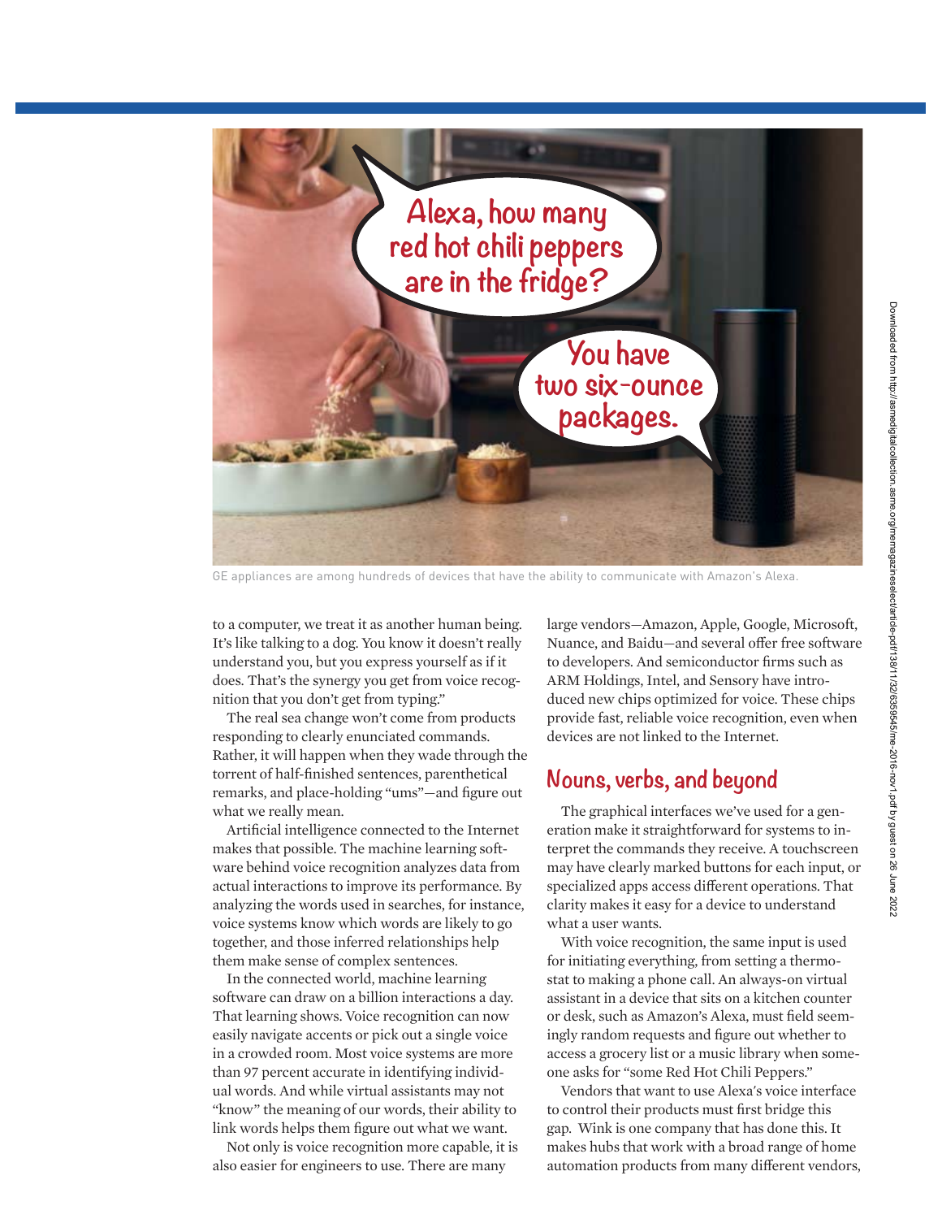GE appliances are among hundreds of devices that have the ability to communicate with Amazon's Alexa.

to a computer, we treat it as another human being. It's like talking to a dog. You know it doesn't really understand you, but you express yourself as if it does. That's the synergy you get from voice recognition that you don't get from typing."

The real sea change won't come from products responding to clearly enunciated commands. Rather, it will happen when they wade through the torrent of half-finished sentences, parenthetical remarks, and place-holding "ums"—and figure out what we really mean.

Artificial intelligence connected to the Internet makes that possible. The machine learning software behind voice recognition analyzes data from actual interactions to improve its performance. By analyzing the words used in searches, for instance, voice systems know which words are likely to go together, and those inferred relationships help them make sense of complex sentences.

In the connected world, machine learning software can draw on a billion interactions a day. That learning shows. Voice recognition can now easily navigate accents or pick out a single voice in a crowded room. Most voice systems are more than 97 percent accurate in identifying individual words. And while virtual assistants may not "know" the meaning of our words, their ability to link words helps them figure out what we want.

Not only is voice recognition more capable, it is also easier for engineers to use. There are many large vendors—Amazon, Apple, Google, Microsoft, Nuance, and Baidu—and several offer free software to developers. And semiconductor firms such as ARM Holdings, Intel, and Sensory have introduced new chips optimized for voice. These chips provide fast, reliable voice recognition, even when devices are not linked to the Internet.

## Nouns, verbs, and beyond

The graphical interfaces we've used for a generation make it straightforward for systems to interpret the commands they receive. A touchscreen may have clearly marked buttons for each input, or specialized apps access different operations. That clarity makes it easy for a device to understand what a user wants.

With voice recognition, the same input is used for initiating everything, from setting a thermostat to making a phone call. An always-on virtual assistant in a device that sits on a kitchen counter or desk, such as Amazon's Alexa, must field seemingly random requests and figure out whether to access a grocery list or a music library when someone asks for "some Red Hot Chili Peppers."

Vendors that want to use Alexa's voice interface to control their products must first bridge this gap. Wink is one company that has done this. It makes hubs that work with a broad range of home automation products from many different vendors,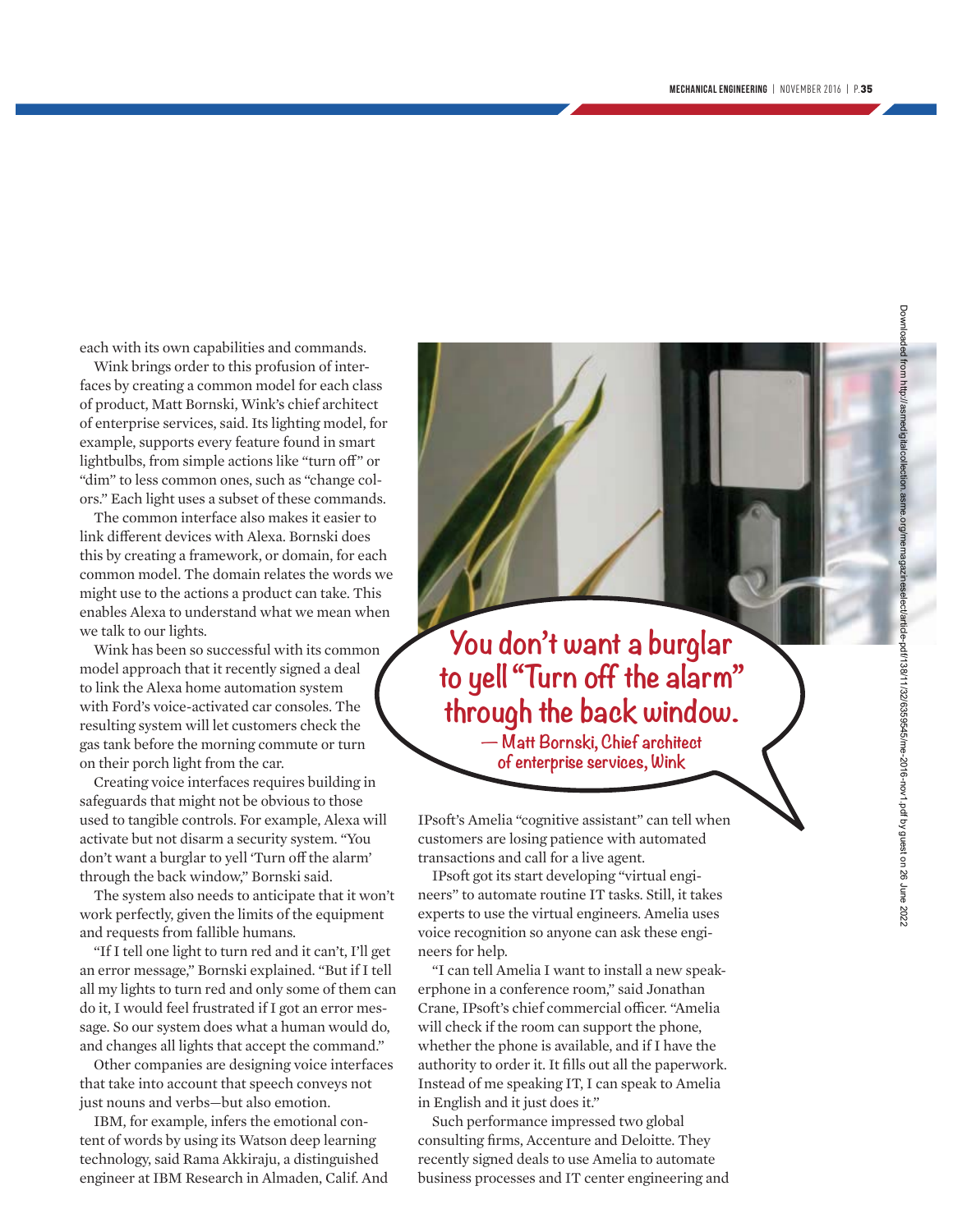each with its own capabilities and commands.

Wink brings order to this profusion of interfaces by creating a common model for each class of product, Matt Bornski, Wink's chief architect of enterprise services, said. Its lighting model, for example, supports every feature found in smart lightbulbs, from simple actions like "turn off" or "dim" to less common ones, such as "change colors." Each light uses a subset of these commands.

The common interface also makes it easier to link different devices with Alexa. Bornski does this by creating a framework, or domain, for each common model. The domain relates the words we might use to the actions a product can take. This enables Alexa to understand what we mean when we talk to our lights.

Wink has been so successful with its common model approach that it recently signed a deal to link the Alexa home automation system with Ford's voice-activated car consoles. The resulting system will let customers check the gas tank before the morning commute or turn on their porch light from the car.

Creating voice interfaces requires building in safeguards that might not be obvious to those used to tangible controls. For example, Alexa will activate but not disarm a security system. "You don't want a burglar to yell 'Turn off the alarm' through the back window," Bornski said.

The system also needs to anticipate that it won't work perfectly, given the limits of the equipment and requests from fallible humans.

"If I tell one light to turn red and it can't, I'll get an error message," Bornski explained. "But if I tell all my lights to turn red and only some of them can do it, I would feel frustrated if I got an error message. So our system does what a human would do, and changes all lights that accept the command."

Other companies are designing voice interfaces that take into account that speech conveys not just nouns and verbs—but also emotion.

IBM, for example, infers the emotional content of words by using its Watson deep learning technology, said Rama Akkiraju, a distinguished engineer at IBM Research in Almaden, Calif. And IPsoft's Amelia "cognitive assistant" can tell when customers are losing patience with automated transactions and call for a live agent.

> **You don't want a burglar to yell "Turn off the alarm" through the back window.**
> — Matt Bornski, Chief architect of enterprise services, Wink

IPsoft got its start developing "virtual engineers" to automate routine IT tasks. Still, it takes experts to use the virtual engineers. Amelia uses voice recognition so anyone can ask these engineers for help.

"I can tell Amelia I want to install a new speakerphone in a conference room," said Jonathan Crane, IPsoft's chief commercial officer. "Amelia will check if the room can support the phone, whether the phone is available, and if I have the authority to order it. It fills out all the paperwork. Instead of me speaking IT, I can speak to Amelia in English and it just does it."

Such performance impressed two global consulting firms, Accenture and Deloitte. They recently signed deals to use Amelia to automate business processes and IT center engineering and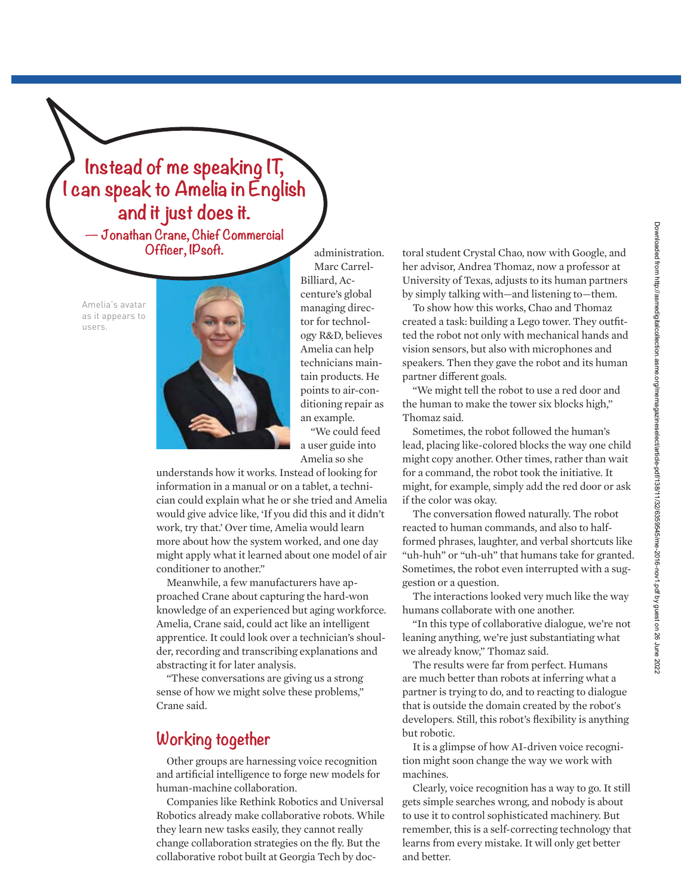> Instead of me speaking IT, I can speak to Amelia in English and it just does it.
> — Jonathan Crane, Chief Commercial Officer, IPsoft.

Amelia's avatar as it appears to users.

administration.

Marc Carrel-Billiard, Accenture's global managing director for technology R&D, believes Amelia can help technicians maintain products. He points to air-conditioning repair as an example.

"We could feed a user guide into Amelia so she understands how it works. Instead of looking for information in a manual or on a tablet, a technician could explain what he or she tried and Amelia would give advice like, 'If you did this and it didn't work, try that.' Over time, Amelia would learn more about how the system worked, and one day might apply what it learned about one model of air conditioner to another."

Meanwhile, a few manufacturers have approached Crane about capturing the hard-won knowledge of an experienced but aging workforce. Amelia, Crane said, could act like an intelligent apprentice. It could look over a technician's shoulder, recording and transcribing explanations and abstracting it for later analysis.

"These conversations are giving us a strong sense of how we might solve these problems," Crane said.

## Working together

Other groups are harnessing voice recognition and artificial intelligence to forge new models for human-machine collaboration.

Companies like Rethink Robotics and Universal Robotics already make collaborative robots. While they learn new tasks easily, they cannot really change collaboration strategies on the fly. But the collaborative robot built at Georgia Tech by doctoral student Crystal Chao, now with Google, and her advisor, Andrea Thomaz, now a professor at University of Texas, adjusts to its human partners by simply talking with—and listening to—them.

To show how this works, Chao and Thomaz created a task: building a Lego tower. They outfitted the robot not only with mechanical hands and vision sensors, but also with microphones and speakers. Then they gave the robot and its human partner different goals.

"We might tell the robot to use a red door and the human to make the tower six blocks high," Thomaz said.

Sometimes, the robot followed the human's lead, placing like-colored blocks the way one child might copy another. Other times, rather than wait for a command, the robot took the initiative. It might, for example, simply add the red door or ask if the color was okay.

The conversation flowed naturally. The robot reacted to human commands, and also to half-formed phrases, laughter, and verbal shortcuts like "uh-huh" or "uh-uh" that humans take for granted. Sometimes, the robot even interrupted with a suggestion or a question.

The interactions looked very much like the way humans collaborate with one another.

"In this type of collaborative dialogue, we're not leaning anything, we're just substantiating what we already know," Thomaz said.

The results were far from perfect. Humans are much better than robots at inferring what a partner is trying to do, and to reacting to dialogue that is outside the domain created by the robot's developers. Still, this robot's flexibility is anything but robotic.

It is a glimpse of how AI-driven voice recognition might soon change the way we work with machines.

Clearly, voice recognition has a way to go. It still gets simple searches wrong, and nobody is about to use it to control sophisticated machinery. But remember, this is a self-correcting technology that learns from every mistake. It will only get better and better.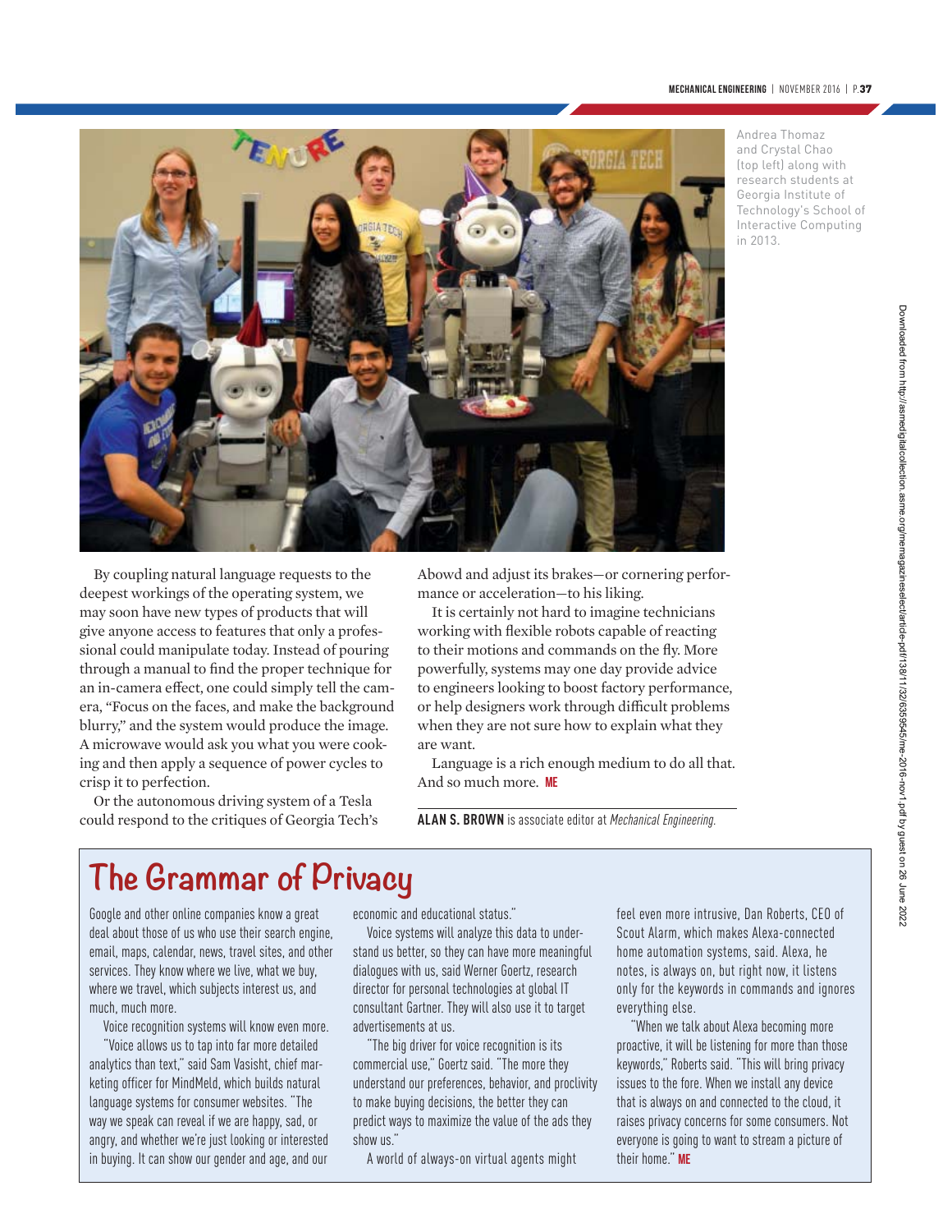Andrea Thomaz and Crystal Chao (top left) along with research students at Georgia Institute of Technology's School of Interactive Computing in 2013.

By coupling natural language requests to the deepest workings of the operating system, we may soon have new types of products that will give anyone access to features that only a professional could manipulate today. Instead of pouring through a manual to find the proper technique for an in-camera effect, one could simply tell the camera, "Focus on the faces, and make the background blurry," and the system would produce the image. A microwave would ask you what you were cooking and then apply a sequence of power cycles to crisp it to perfection.

Or the autonomous driving system of a Tesla could respond to the critiques of Georgia Tech's Abowd and adjust its brakes—or cornering performance or acceleration—to his liking.

It is certainly not hard to imagine technicians working with flexible robots capable of reacting to their motions and commands on the fly. More powerfully, systems may one day provide advice to engineers looking to boost factory performance, or help designers work through difficult problems when they are not sure how to explain what they are want.

Language is a rich enough medium to do all that. And so much more. **ME**

**ALAN S. BROWN** is associate editor at *Mechanical Engineering.*

## The Grammar of Privacy

Google and other online companies know a great deal about those of us who use their search engine, email, maps, calendar, news, travel sites, and other services. They know where we live, what we buy, where we travel, which subjects interest us, and much, much more.

Voice recognition systems will know even more.

"Voice allows us to tap into far more detailed analytics than text," said Sam Vasisht, chief marketing officer for MindMeld, which builds natural language systems for consumer websites. "The way we speak can reveal if we are happy, sad, or angry, and whether we're just looking or interested in buying. It can show our gender and age, and our economic and educational status."

Voice systems will analyze this data to understand us better, so they can have more meaningful dialogues with us, said Werner Goertz, research director for personal technologies at global IT consultant Gartner. They will also use it to target advertisements at us.

"The big driver for voice recognition is its commercial use," Goertz said. "The more they understand our preferences, behavior, and proclivity to make buying decisions, the better they can predict ways to maximize the value of the ads they show us."

A world of always-on virtual agents might feel even more intrusive, Dan Roberts, CEO of Scout Alarm, which makes Alexa-connected home automation systems, said. Alexa, he notes, is always on, but right now, it listens only for the keywords in commands and ignores everything else.

"When we talk about Alexa becoming more proactive, it will be listening for more than those keywords," Roberts said. "This will bring privacy issues to the fore. When we install any device that is always on and connected to the cloud, it raises privacy concerns for some consumers. Not everyone is going to want to stream a picture of their home." **ME**